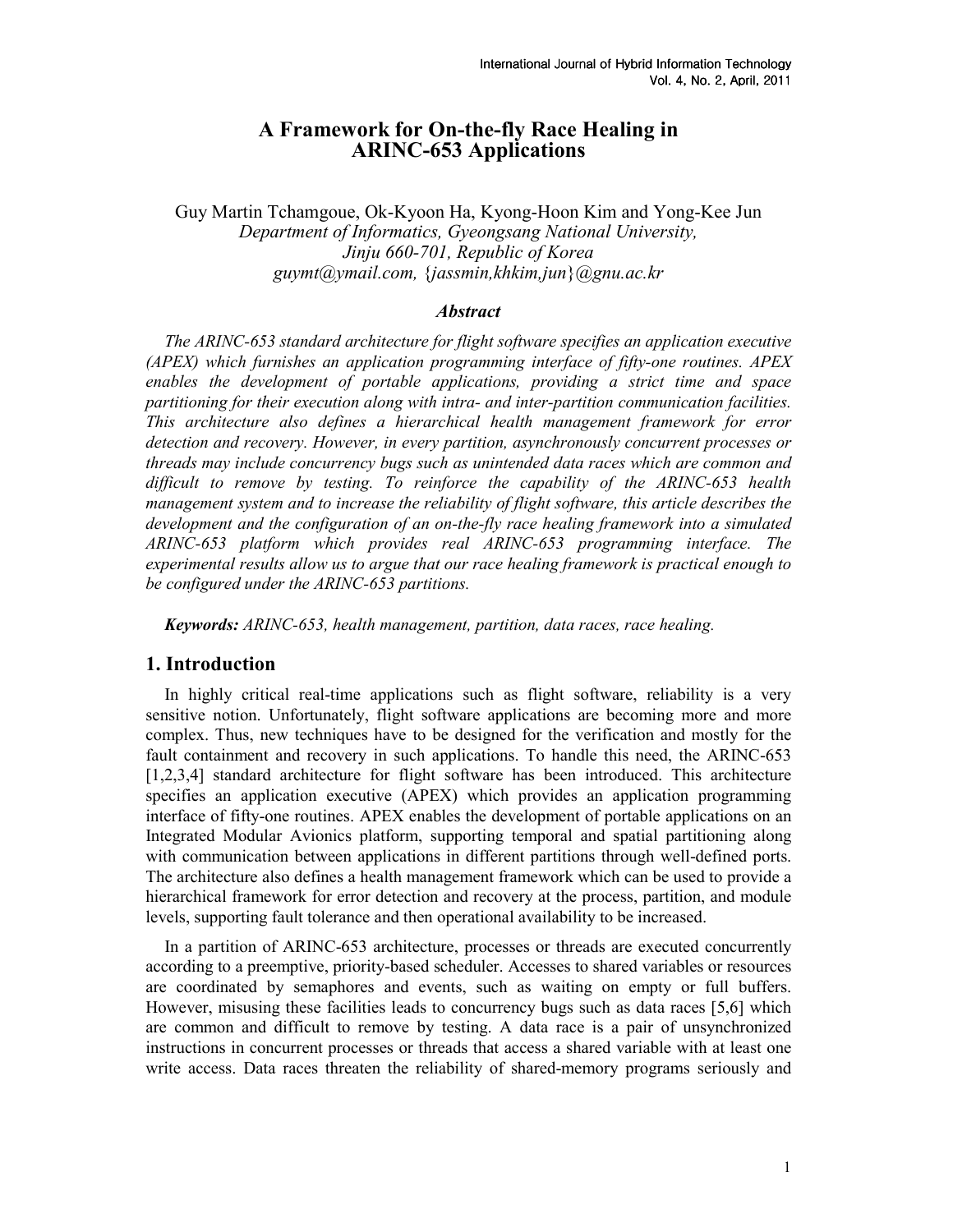# A Framework for On-the-fly Race Healing in ARINC-653 Applications

Guy Martin Tchamgoue, Ok-Kyoon Ha, Kyong-Hoon Kim and Yong-Kee Jun

*Department of Informatics, Gyeongsang National University,*
*Jinju 660-701, Republic of Korea*
*guymt@ymail.com, {jassmin,khkim,jun}@gnu.ac.kr*

### *Abstract*

*The ARINC-653 standard architecture for flight software specifies an application executive (APEX) which furnishes an application programming interface of fifty-one routines. APEX enables the development of portable applications, providing a strict time and space partitioning for their execution along with intra- and inter-partition communication facilities. This architecture also defines a hierarchical health management framework for error detection and recovery. However, in every partition, asynchronously concurrent processes or threads may include concurrency bugs such as unintended data races which are common and difficult to remove by testing. To reinforce the capability of the ARINC-653 health management system and to increase the reliability of flight software, this article describes the development and the configuration of an on-the-fly race healing framework into a simulated ARINC-653 platform which provides real ARINC-653 programming interface. The experimental results allow us to argue that our race healing framework is practical enough to be configured under the ARINC-653 partitions.*

***Keywords:*** *ARINC-653, health management, partition, data races, race healing.*

## 1. Introduction

In highly critical real-time applications such as flight software, reliability is a very sensitive notion. Unfortunately, flight software applications are becoming more and more complex. Thus, new techniques have to be designed for the verification and mostly for the fault containment and recovery in such applications. To handle this need, the ARINC-653 [1,2,3,4] standard architecture for flight software has been introduced. This architecture specifies an application executive (APEX) which provides an application programming interface of fifty-one routines. APEX enables the development of portable applications on an Integrated Modular Avionics platform, supporting temporal and spatial partitioning along with communication between applications in different partitions through well-defined ports. The architecture also defines a health management framework which can be used to provide a hierarchical framework for error detection and recovery at the process, partition, and module levels, supporting fault tolerance and then operational availability to be increased.

In a partition of ARINC-653 architecture, processes or threads are executed concurrently according to a preemptive, priority-based scheduler. Accesses to shared variables or resources are coordinated by semaphores and events, such as waiting on empty or full buffers. However, misusing these facilities leads to concurrency bugs such as data races [5,6] which are common and difficult to remove by testing. A data race is a pair of unsynchronized instructions in concurrent processes or threads that access a shared variable with at least one write access. Data races threaten the reliability of shared-memory programs seriously and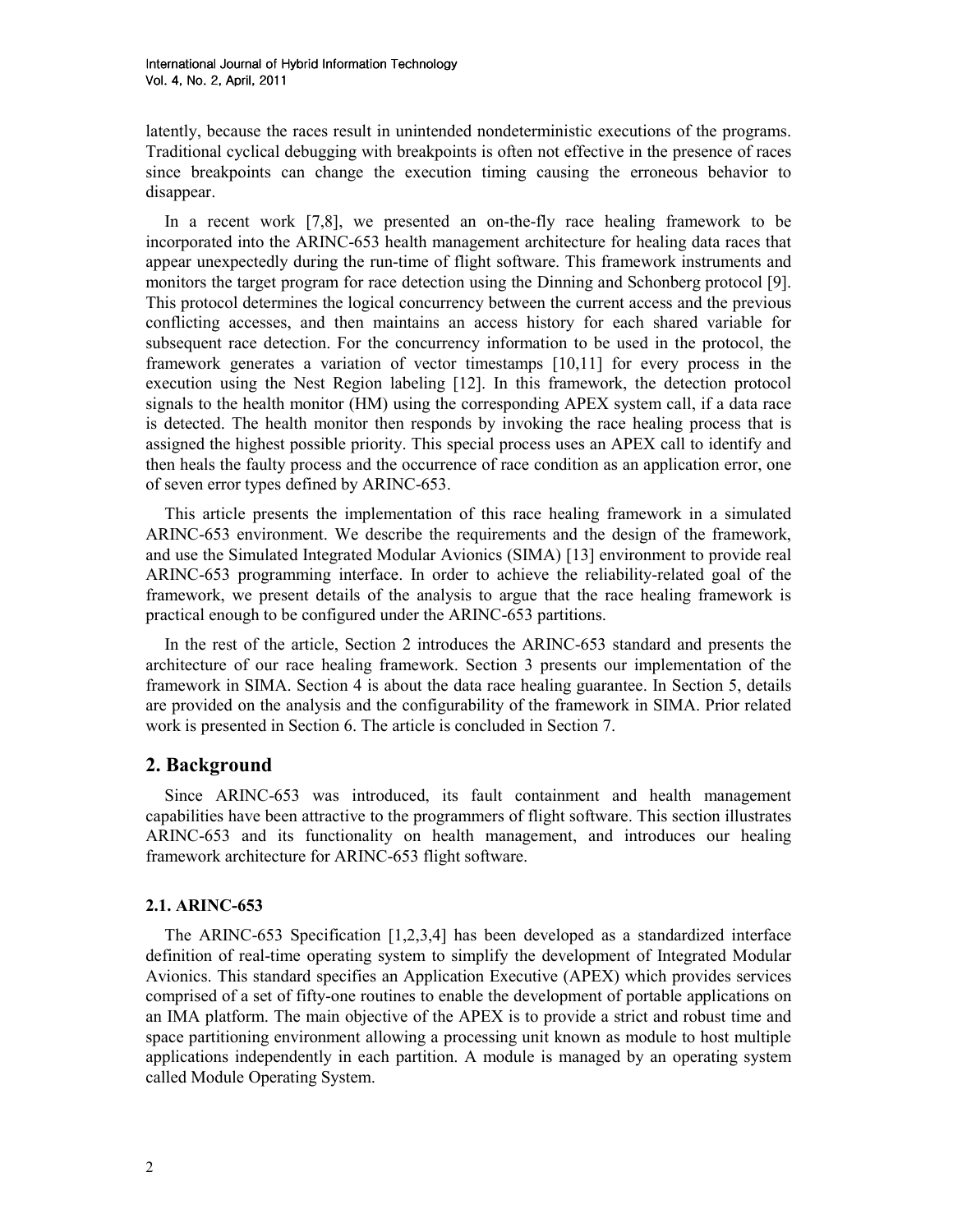latently, because the races result in unintended nondeterministic executions of the programs. Traditional cyclical debugging with breakpoints is often not effective in the presence of races since breakpoints can change the execution timing causing the erroneous behavior to disappear.

In a recent work [7,8], we presented an on-the-fly race healing framework to be incorporated into the ARINC-653 health management architecture for healing data races that appear unexpectedly during the run-time of flight software. This framework instruments and monitors the target program for race detection using the Dinning and Schonberg protocol [9]. This protocol determines the logical concurrency between the current access and the previous conflicting accesses, and then maintains an access history for each shared variable for subsequent race detection. For the concurrency information to be used in the protocol, the framework generates a variation of vector timestamps [10,11] for every process in the execution using the Nest Region labeling [12]. In this framework, the detection protocol signals to the health monitor (HM) using the corresponding APEX system call, if a data race is detected. The health monitor then responds by invoking the race healing process that is assigned the highest possible priority. This special process uses an APEX call to identify and then heals the faulty process and the occurrence of race condition as an application error, one of seven error types defined by ARINC-653.

This article presents the implementation of this race healing framework in a simulated ARINC-653 environment. We describe the requirements and the design of the framework, and use the Simulated Integrated Modular Avionics (SIMA) [13] environment to provide real ARINC-653 programming interface. In order to achieve the reliability-related goal of the framework, we present details of the analysis to argue that the race healing framework is practical enough to be configured under the ARINC-653 partitions.

In the rest of the article, Section 2 introduces the ARINC-653 standard and presents the architecture of our race healing framework. Section 3 presents our implementation of the framework in SIMA. Section 4 is about the data race healing guarantee. In Section 5, details are provided on the analysis and the configurability of the framework in SIMA. Prior related work is presented in Section 6. The article is concluded in Section 7.

## 2. Background

Since ARINC-653 was introduced, its fault containment and health management capabilities have been attractive to the programmers of flight software. This section illustrates ARINC-653 and its functionality on health management, and introduces our healing framework architecture for ARINC-653 flight software.

### 2.1. ARINC-653

The ARINC-653 Specification [1,2,3,4] has been developed as a standardized interface definition of real-time operating system to simplify the development of Integrated Modular Avionics. This standard specifies an Application Executive (APEX) which provides services comprised of a set of fifty-one routines to enable the development of portable applications on an IMA platform. The main objective of the APEX is to provide a strict and robust time and space partitioning environment allowing a processing unit known as module to host multiple applications independently in each partition. A module is managed by an operating system called Module Operating System.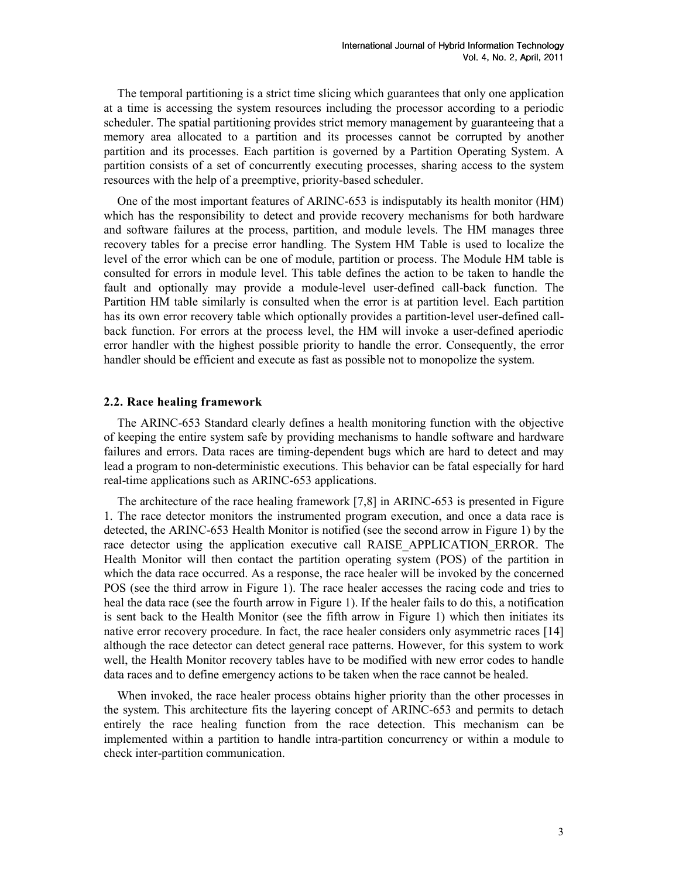The temporal partitioning is a strict time slicing which guarantees that only one application at a time is accessing the system resources including the processor according to a periodic scheduler. The spatial partitioning provides strict memory management by guaranteeing that a memory area allocated to a partition and its processes cannot be corrupted by another partition and its processes. Each partition is governed by a Partition Operating System. A partition consists of a set of concurrently executing processes, sharing access to the system resources with the help of a preemptive, priority-based scheduler.

One of the most important features of ARINC-653 is indisputably its health monitor (HM) which has the responsibility to detect and provide recovery mechanisms for both hardware and software failures at the process, partition, and module levels. The HM manages three recovery tables for a precise error handling. The System HM Table is used to localize the level of the error which can be one of module, partition or process. The Module HM table is consulted for errors in module level. This table defines the action to be taken to handle the fault and optionally may provide a module-level user-defined call-back function. The Partition HM table similarly is consulted when the error is at partition level. Each partition has its own error recovery table which optionally provides a partition-level user-defined call-back function. For errors at the process level, the HM will invoke a user-defined aperiodic error handler with the highest possible priority to handle the error. Consequently, the error handler should be efficient and execute as fast as possible not to monopolize the system.

### 2.2. Race healing framework

The ARINC-653 Standard clearly defines a health monitoring function with the objective of keeping the entire system safe by providing mechanisms to handle software and hardware failures and errors. Data races are timing-dependent bugs which are hard to detect and may lead a program to non-deterministic executions. This behavior can be fatal especially for hard real-time applications such as ARINC-653 applications.

The architecture of the race healing framework [7,8] in ARINC-653 is presented in Figure 1. The race detector monitors the instrumented program execution, and once a data race is detected, the ARINC-653 Health Monitor is notified (see the second arrow in Figure 1) by the race detector using the application executive call RAISE_APPLICATION_ERROR. The Health Monitor will then contact the partition operating system (POS) of the partition in which the data race occurred. As a response, the race healer will be invoked by the concerned POS (see the third arrow in Figure 1). The race healer accesses the racing code and tries to heal the data race (see the fourth arrow in Figure 1). If the healer fails to do this, a notification is sent back to the Health Monitor (see the fifth arrow in Figure 1) which then initiates its native error recovery procedure. In fact, the race healer considers only asymmetric races [14] although the race detector can detect general race patterns. However, for this system to work well, the Health Monitor recovery tables have to be modified with new error codes to handle data races and to define emergency actions to be taken when the race cannot be healed.

When invoked, the race healer process obtains higher priority than the other processes in the system. This architecture fits the layering concept of ARINC-653 and permits to detach entirely the race healing function from the race detection. This mechanism can be implemented within a partition to handle intra-partition concurrency or within a module to check inter-partition communication.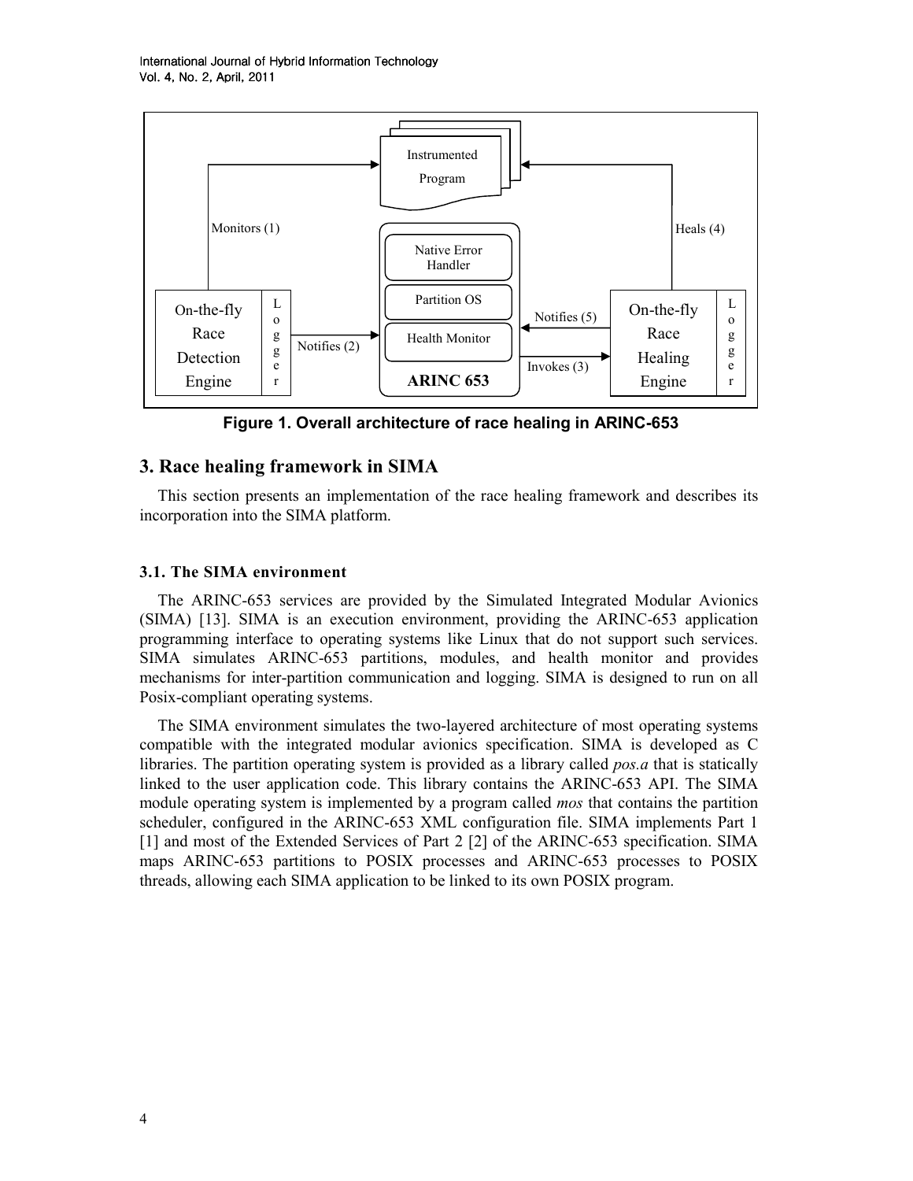Figure 1. Overall architecture of race healing in ARINC-653

## 3. Race healing framework in SIMA

This section presents an implementation of the race healing framework and describes its incorporation into the SIMA platform.

### 3.1. The SIMA environment

The ARINC-653 services are provided by the Simulated Integrated Modular Avionics (SIMA) [13]. SIMA is an execution environment, providing the ARINC-653 application programming interface to operating systems like Linux that do not support such services. SIMA simulates ARINC-653 partitions, modules, and health monitor and provides mechanisms for inter-partition communication and logging. SIMA is designed to run on all Posix-compliant operating systems.

The SIMA environment simulates the two-layered architecture of most operating systems compatible with the integrated modular avionics specification. SIMA is developed as C libraries. The partition operating system is provided as a library called *pos.a* that is statically linked to the user application code. This library contains the ARINC-653 API. The SIMA module operating system is implemented by a program called *mos* that contains the partition scheduler, configured in the ARINC-653 XML configuration file. SIMA implements Part 1 [1] and most of the Extended Services of Part 2 [2] of the ARINC-653 specification. SIMA maps ARINC-653 partitions to POSIX processes and ARINC-653 processes to POSIX threads, allowing each SIMA application to be linked to its own POSIX program.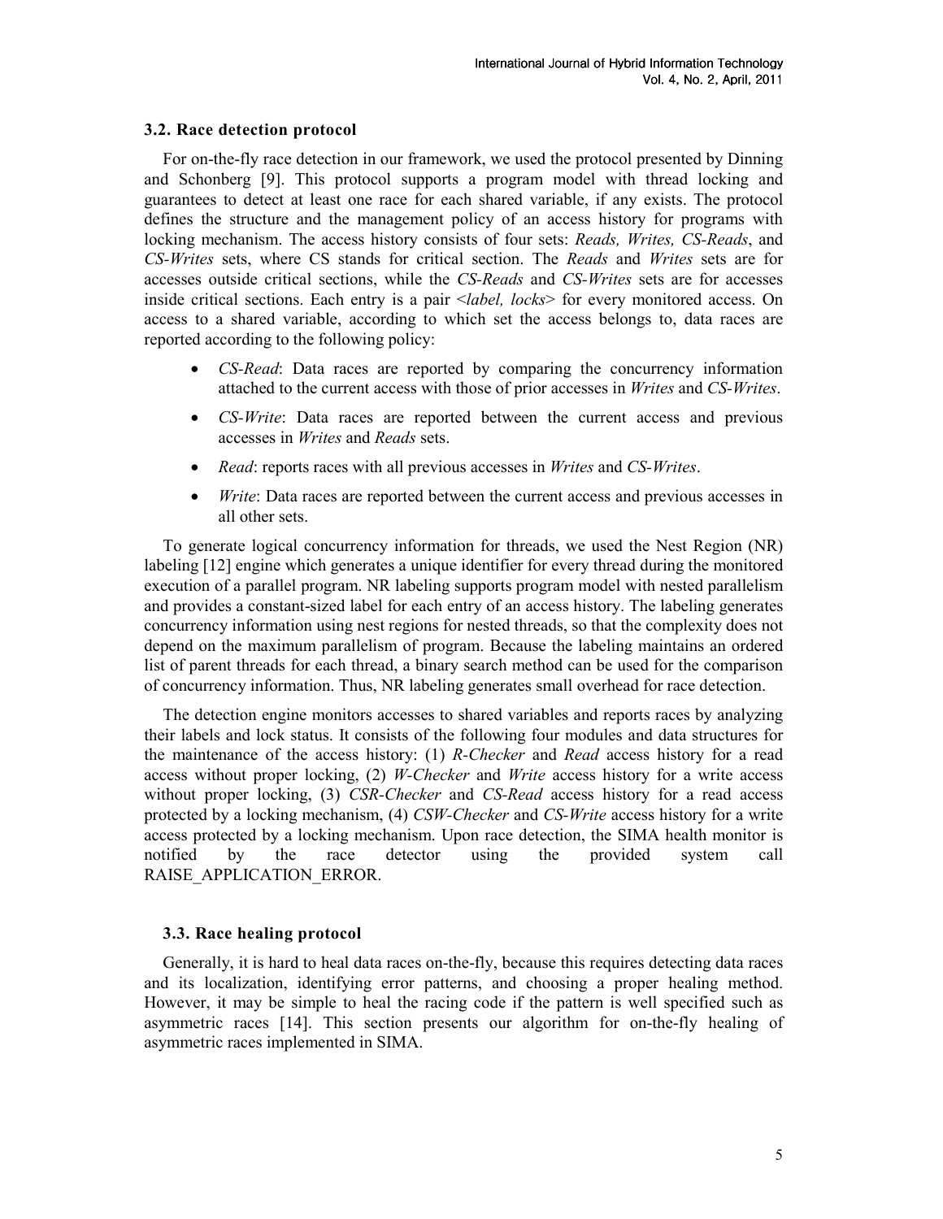### 3.2. Race detection protocol

For on-the-fly race detection in our framework, we used the protocol presented by Dinning and Schonberg [9]. This protocol supports a program model with thread locking and guarantees to detect at least one race for each shared variable, if any exists. The protocol defines the structure and the management policy of an access history for programs with locking mechanism. The access history consists of four sets: *Reads, Writes, CS-Reads*, and *CS-Writes* sets, where CS stands for critical section. The *Reads* and *Writes* sets are for accesses outside critical sections, while the *CS-Reads* and *CS-Writes* sets are for accesses inside critical sections. Each entry is a pair <*label, locks*> for every monitored access. On access to a shared variable, according to which set the access belongs to, data races are reported according to the following policy:

- *CS-Read*: Data races are reported by comparing the concurrency information attached to the current access with those of prior accesses in *Writes* and *CS-Writes*.
- *CS-Write*: Data races are reported between the current access and previous accesses in *Writes* and *Reads* sets.
- *Read*: reports races with all previous accesses in *Writes* and *CS-Writes*.
- *Write*: Data races are reported between the current access and previous accesses in all other sets.

To generate logical concurrency information for threads, we used the Nest Region (NR) labeling [12] engine which generates a unique identifier for every thread during the monitored execution of a parallel program. NR labeling supports program model with nested parallelism and provides a constant-sized label for each entry of an access history. The labeling generates concurrency information using nest regions for nested threads, so that the complexity does not depend on the maximum parallelism of program. Because the labeling maintains an ordered list of parent threads for each thread, a binary search method can be used for the comparison of concurrency information. Thus, NR labeling generates small overhead for race detection.

The detection engine monitors accesses to shared variables and reports races by analyzing their labels and lock status. It consists of the following four modules and data structures for the maintenance of the access history: (1) *R-Checker* and *Read* access history for a read access without proper locking, (2) *W-Checker* and *Write* access history for a write access without proper locking, (3) *CSR-Checker* and *CS-Read* access history for a read access protected by a locking mechanism, (4) *CSW-Checker* and *CS-Write* access history for a write access protected by a locking mechanism. Upon race detection, the SIMA health monitor is notified by the race detector using the provided system call RAISE_APPLICATION_ERROR.

### 3.3. Race healing protocol

Generally, it is hard to heal data races on-the-fly, because this requires detecting data races and its localization, identifying error patterns, and choosing a proper healing method. However, it may be simple to heal the racing code if the pattern is well specified such as asymmetric races [14]. This section presents our algorithm for on-the-fly healing of asymmetric races implemented in SIMA.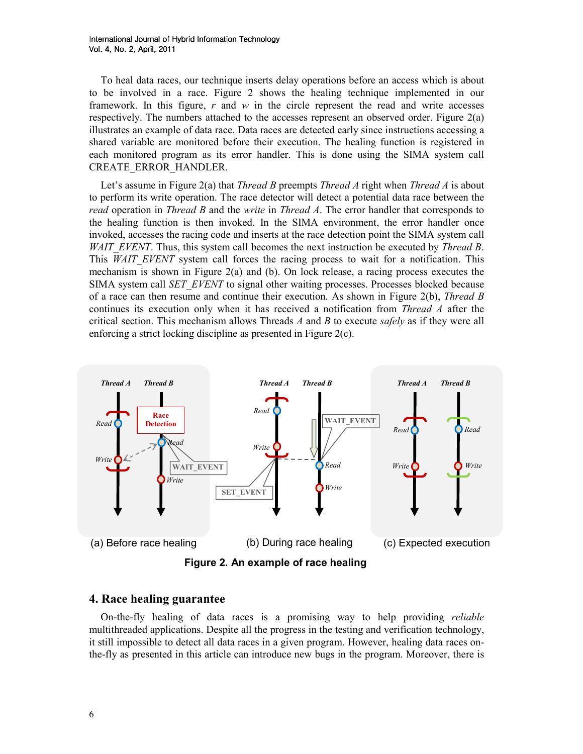To heal data races, our technique inserts delay operations before an access which is about to be involved in a race. Figure 2 shows the healing technique implemented in our framework. In this figure, *r* and *w* in the circle represent the read and write accesses respectively. The numbers attached to the accesses represent an observed order. Figure 2(a) illustrates an example of data race. Data races are detected early since instructions accessing a shared variable are monitored before their execution. The healing function is registered in each monitored program as its error handler. This is done using the SIMA system call CREATE_ERROR_HANDLER.

Let's assume in Figure 2(a) that *Thread B* preempts *Thread A* right when *Thread A* is about to perform its write operation. The race detector will detect a potential data race between the *read* operation in *Thread B* and the *write* in *Thread A*. The error handler that corresponds to the healing function is then invoked. In the SIMA environment, the error handler once invoked, accesses the racing code and inserts at the race detection point the SIMA system call *WAIT_EVENT*. Thus, this system call becomes the next instruction be executed by *Thread B*. This *WAIT_EVENT* system call forces the racing process to wait for a notification. This mechanism is shown in Figure 2(a) and (b). On lock release, a racing process executes the SIMA system call *SET_EVENT* to signal other waiting processes. Processes blocked because of a race can then resume and continue their execution. As shown in Figure 2(b), *Thread B* continues its execution only when it has received a notification from *Thread A* after the critical section. This mechanism allows Threads *A* and *B* to execute *safely* as if they were all enforcing a strict locking discipline as presented in Figure 2(c).

(a) Before race healing (b) During race healing (c) Expected execution

**Figure 2. An example of race healing**

## 4. Race healing guarantee

On-the-fly healing of data races is a promising way to help providing *reliable* multithreaded applications. Despite all the progress in the testing and verification technology, it still impossible to detect all data races in a given program. However, healing data races on-the-fly as presented in this article can introduce new bugs in the program. Moreover, there is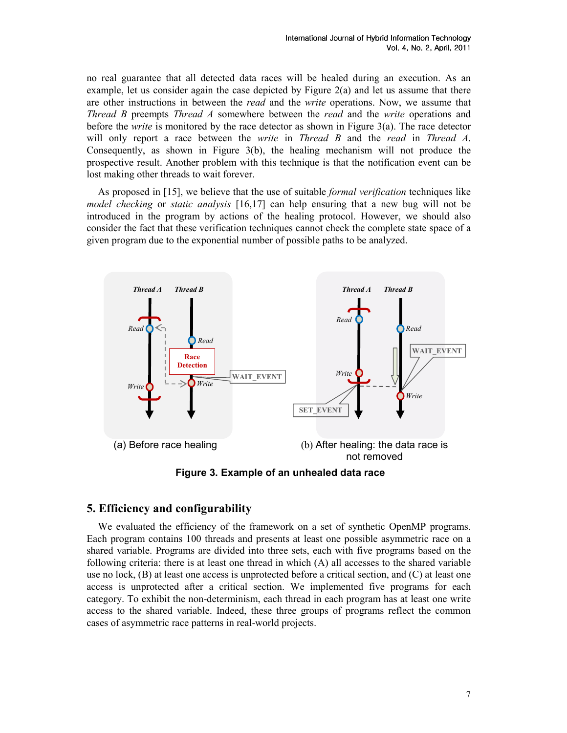no real guarantee that all detected data races will be healed during an execution. As an example, let us consider again the case depicted by Figure 2(a) and let us assume that there are other instructions in between the *read* and the *write* operations. Now, we assume that *Thread B* preempts *Thread A* somewhere between the *read* and the *write* operations and before the *write* is monitored by the race detector as shown in Figure 3(a). The race detector will only report a race between the *write* in *Thread B* and the *read* in *Thread A*. Consequently, as shown in Figure 3(b), the healing mechanism will not produce the prospective result. Another problem with this technique is that the notification event can be lost making other threads to wait forever.

As proposed in [15], we believe that the use of suitable *formal verification* techniques like *model checking* or *static analysis* [16,17] can help ensuring that a new bug will not be introduced in the program by actions of the healing protocol. However, we should also consider the fact that these verification techniques cannot check the complete state space of a given program due to the exponential number of possible paths to be analyzed.

(a) Before race healing

(b) After healing: the data race is not removed

**Figure 3. Example of an unhealed data race**

## 5. Efficiency and configurability

We evaluated the efficiency of the framework on a set of synthetic OpenMP programs. Each program contains 100 threads and presents at least one possible asymmetric race on a shared variable. Programs are divided into three sets, each with five programs based on the following criteria: there is at least one thread in which (A) all accesses to the shared variable use no lock, (B) at least one access is unprotected before a critical section, and (C) at least one access is unprotected after a critical section. We implemented five programs for each category. To exhibit the non-determinism, each thread in each program has at least one write access to the shared variable. Indeed, these three groups of programs reflect the common cases of asymmetric race patterns in real-world projects.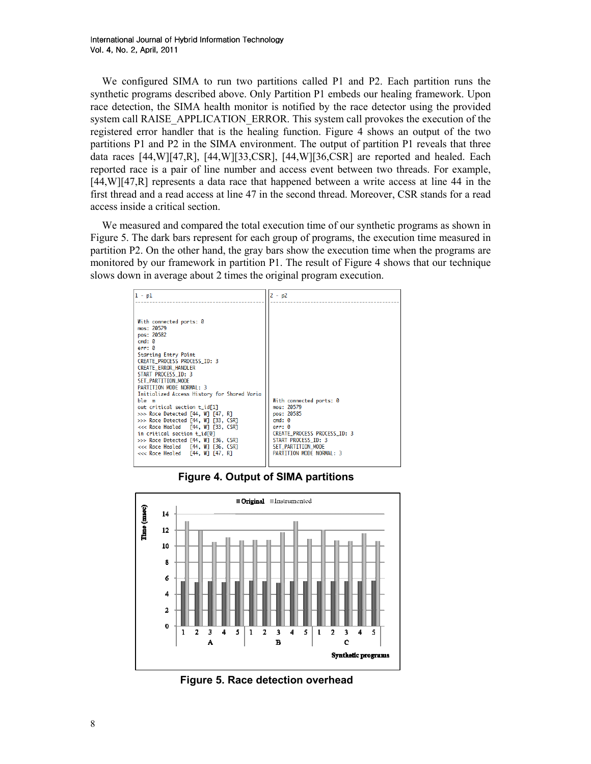We configured SIMA to run two partitions called P1 and P2. Each partition runs the synthetic programs described above. Only Partition P1 embeds our healing framework. Upon race detection, the SIMA health monitor is notified by the race detector using the provided system call RAISE_APPLICATION_ERROR. This system call provokes the execution of the registered error handler that is the healing function. Figure 4 shows an output of the two partitions P1 and P2 in the SIMA environment. The output of partition P1 reveals that three data races [44,W][47,R], [44,W][33,CSR], [44,W][36,CSR] are reported and healed. Each reported race is a pair of line number and access event between two threads. For example, [44,W][47,R] represents a data race that happened between a write access at line 44 in the first thread and a read access at line 47 in the second thread. Moreover, CSR stands for a read access inside a critical section.

We measured and compared the total execution time of our synthetic programs as shown in Figure 5. The dark bars represent for each group of programs, the execution time measured in partition P2. On the other hand, the gray bars show the execution time when the programs are monitored by our framework in partition P1. The result of Figure 4 shows that our technique slows down in average about 2 times the original program execution.

```
1 - p1
-------------------------------------------
With connected ports: 0
mos: 20579
pos: 20582
cmd: 0
err: 0
Starting Entry Point
CREATE_PROCESS PROCESS_ID: 3
CREATE_ERROR_HANDLER
START PROCESS_ID: 3
SET_PARTITION_MODE
PARTITION MODE NORMAL: 3
Initialized Access History for Shared Varia
ble  m
out critical section t_id[1]
>>> Race Detected [44, W] [47, R]
>>> Race Detected [44, W] [33, CSR]
<<< Race Healed   [44, W] [33, CSR]
in critical section t_id[0]
>>> Race Detected [44, W] [36, CSR]
<<< Race Healed   [44, W] [36, CSR]
<<< Race Healed   [44, W] [47, R]
```

```
2 - p2
-------------------------------------------
With connected ports: 0
mos: 20579
pos: 20585
cmd: 0
err: 0
CREATE_PROCESS PROCESS_ID: 3
START PROCESS_ID: 3
SET_PARTITION_MODE
PARTITION MODE NORMAL: 3
```

**Figure 4. Output of SIMA partitions**

**Figure 5. Race detection overhead**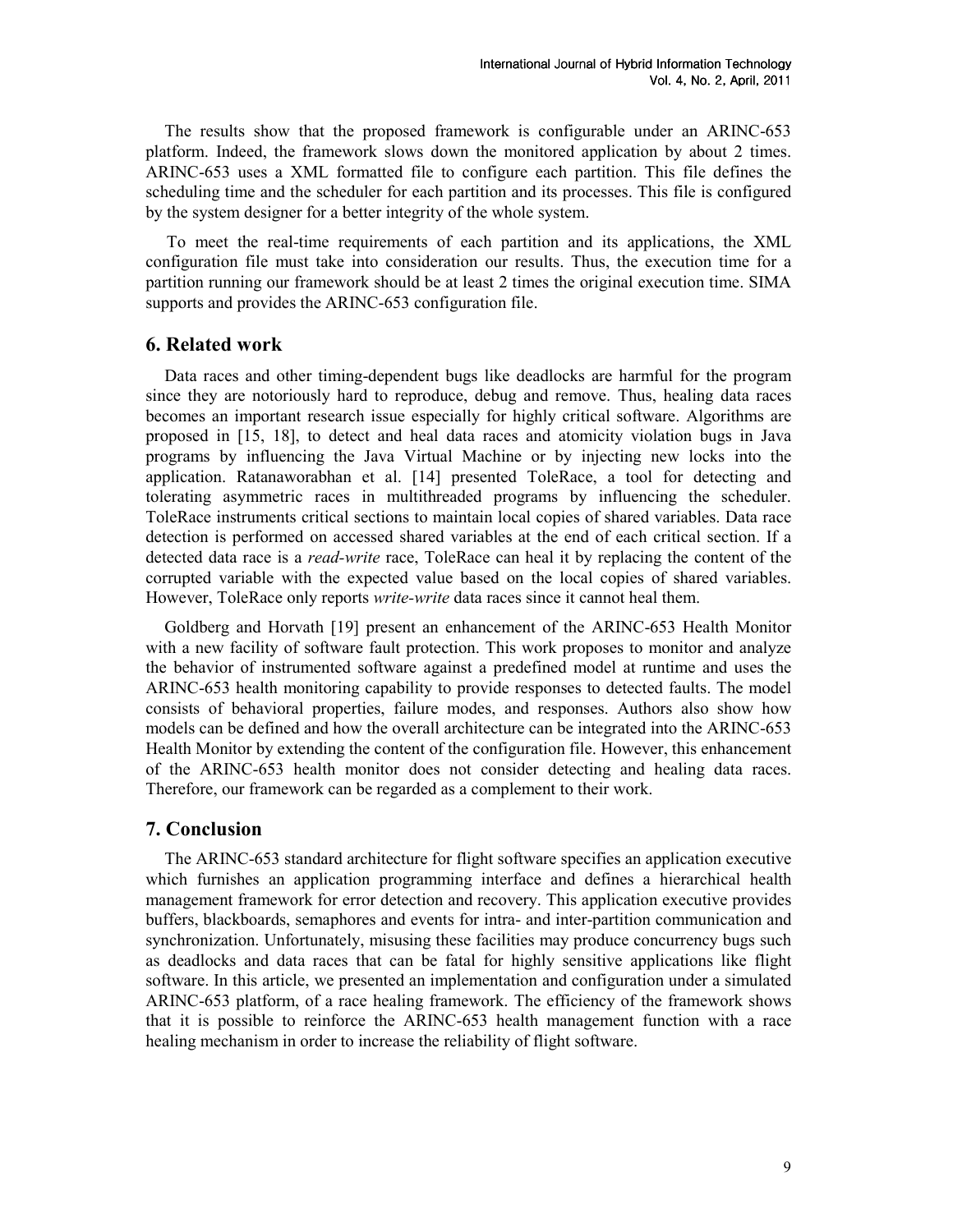The results show that the proposed framework is configurable under an ARINC-653 platform. Indeed, the framework slows down the monitored application by about 2 times. ARINC-653 uses a XML formatted file to configure each partition. This file defines the scheduling time and the scheduler for each partition and its processes. This file is configured by the system designer for a better integrity of the whole system.

To meet the real-time requirements of each partition and its applications, the XML configuration file must take into consideration our results. Thus, the execution time for a partition running our framework should be at least 2 times the original execution time. SIMA supports and provides the ARINC-653 configuration file.

## 6. Related work

Data races and other timing-dependent bugs like deadlocks are harmful for the program since they are notoriously hard to reproduce, debug and remove. Thus, healing data races becomes an important research issue especially for highly critical software. Algorithms are proposed in [15, 18], to detect and heal data races and atomicity violation bugs in Java programs by influencing the Java Virtual Machine or by injecting new locks into the application. Ratanaworabhan et al. [14] presented ToleRace, a tool for detecting and tolerating asymmetric races in multithreaded programs by influencing the scheduler. ToleRace instruments critical sections to maintain local copies of shared variables. Data race detection is performed on accessed shared variables at the end of each critical section. If a detected data race is a *read-write* race, ToleRace can heal it by replacing the content of the corrupted variable with the expected value based on the local copies of shared variables. However, ToleRace only reports *write-write* data races since it cannot heal them.

Goldberg and Horvath [19] present an enhancement of the ARINC-653 Health Monitor with a new facility of software fault protection. This work proposes to monitor and analyze the behavior of instrumented software against a predefined model at runtime and uses the ARINC-653 health monitoring capability to provide responses to detected faults. The model consists of behavioral properties, failure modes, and responses. Authors also show how models can be defined and how the overall architecture can be integrated into the ARINC-653 Health Monitor by extending the content of the configuration file. However, this enhancement of the ARINC-653 health monitor does not consider detecting and healing data races. Therefore, our framework can be regarded as a complement to their work.

## 7. Conclusion

The ARINC-653 standard architecture for flight software specifies an application executive which furnishes an application programming interface and defines a hierarchical health management framework for error detection and recovery. This application executive provides buffers, blackboards, semaphores and events for intra- and inter-partition communication and synchronization. Unfortunately, misusing these facilities may produce concurrency bugs such as deadlocks and data races that can be fatal for highly sensitive applications like flight software. In this article, we presented an implementation and configuration under a simulated ARINC-653 platform, of a race healing framework. The efficiency of the framework shows that it is possible to reinforce the ARINC-653 health management function with a race healing mechanism in order to increase the reliability of flight software.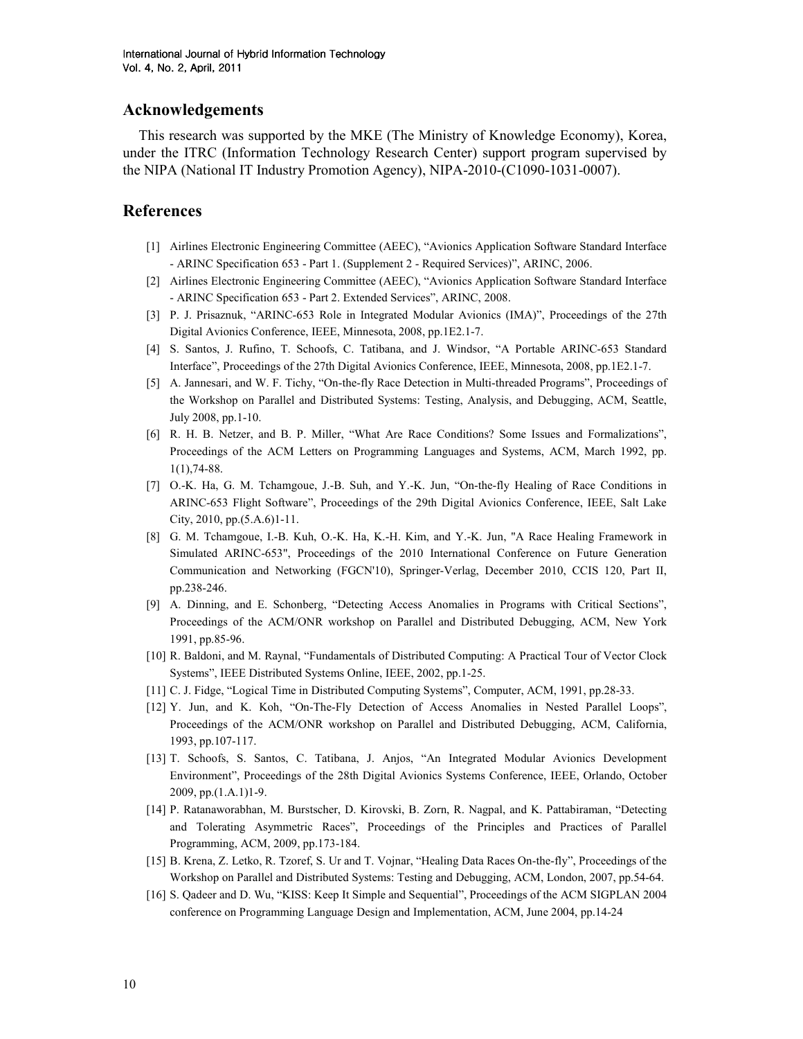## Acknowledgements

This research was supported by the MKE (The Ministry of Knowledge Economy), Korea, under the ITRC (Information Technology Research Center) support program supervised by the NIPA (National IT Industry Promotion Agency), NIPA-2010-(C1090-1031-0007).

## References

[1] Airlines Electronic Engineering Committee (AEEC), “Avionics Application Software Standard Interface - ARINC Specification 653 - Part 1. (Supplement 2 - Required Services)”, ARINC, 2006.

[2] Airlines Electronic Engineering Committee (AEEC), “Avionics Application Software Standard Interface - ARINC Specification 653 - Part 2. Extended Services”, ARINC, 2008.

[3] P. J. Prisaznuk, “ARINC-653 Role in Integrated Modular Avionics (IMA)”, Proceedings of the 27th Digital Avionics Conference, IEEE, Minnesota, 2008, pp.1E2.1-7.

[4] S. Santos, J. Rufino, T. Schoofs, C. Tatibana, and J. Windsor, “A Portable ARINC-653 Standard Interface”, Proceedings of the 27th Digital Avionics Conference, IEEE, Minnesota, 2008, pp.1E2.1-7.

[5] A. Jannesari, and W. F. Tichy, “On-the-fly Race Detection in Multi-threaded Programs”, Proceedings of the Workshop on Parallel and Distributed Systems: Testing, Analysis, and Debugging, ACM, Seattle, July 2008, pp.1-10.

[6] R. H. B. Netzer, and B. P. Miller, “What Are Race Conditions? Some Issues and Formalizations”, Proceedings of the ACM Letters on Programming Languages and Systems, ACM, March 1992, pp. 1(1),74-88.

[7] O.-K. Ha, G. M. Tchamgoue, J.-B. Suh, and Y.-K. Jun, “On-the-fly Healing of Race Conditions in ARINC-653 Flight Software”, Proceedings of the 29th Digital Avionics Conference, IEEE, Salt Lake City, 2010, pp.(5.A.6)1-11.

[8] G. M. Tchamgoue, I.-B. Kuh, O.-K. Ha, K.-H. Kim, and Y.-K. Jun, "A Race Healing Framework in Simulated ARINC-653", Proceedings of the 2010 International Conference on Future Generation Communication and Networking (FGCN'10), Springer-Verlag, December 2010, CCIS 120, Part II, pp.238-246.

[9] A. Dinning, and E. Schonberg, “Detecting Access Anomalies in Programs with Critical Sections”, Proceedings of the ACM/ONR workshop on Parallel and Distributed Debugging, ACM, New York 1991, pp.85-96.

[10] R. Baldoni, and M. Raynal, “Fundamentals of Distributed Computing: A Practical Tour of Vector Clock Systems”, IEEE Distributed Systems Online, IEEE, 2002, pp.1-25.

[11] C. J. Fidge, “Logical Time in Distributed Computing Systems”, Computer, ACM, 1991, pp.28-33.

[12] Y. Jun, and K. Koh, “On-The-Fly Detection of Access Anomalies in Nested Parallel Loops”, Proceedings of the ACM/ONR workshop on Parallel and Distributed Debugging, ACM, California, 1993, pp.107-117.

[13] T. Schoofs, S. Santos, C. Tatibana, J. Anjos, “An Integrated Modular Avionics Development Environment”, Proceedings of the 28th Digital Avionics Systems Conference, IEEE, Orlando, October 2009, pp.(1.A.1)1-9.

[14] P. Ratanaworabhan, M. Burstscher, D. Kirovski, B. Zorn, R. Nagpal, and K. Pattabiraman, “Detecting and Tolerating Asymmetric Races”, Proceedings of the Principles and Practices of Parallel Programming, ACM, 2009, pp.173-184.

[15] B. Krena, Z. Letko, R. Tzoref, S. Ur and T. Vojnar, “Healing Data Races On-the-fly”, Proceedings of the Workshop on Parallel and Distributed Systems: Testing and Debugging, ACM, London, 2007, pp.54-64.

[16] S. Qadeer and D. Wu, “KISS: Keep It Simple and Sequential”, Proceedings of the ACM SIGPLAN 2004 conference on Programming Language Design and Implementation, ACM, June 2004, pp.14-24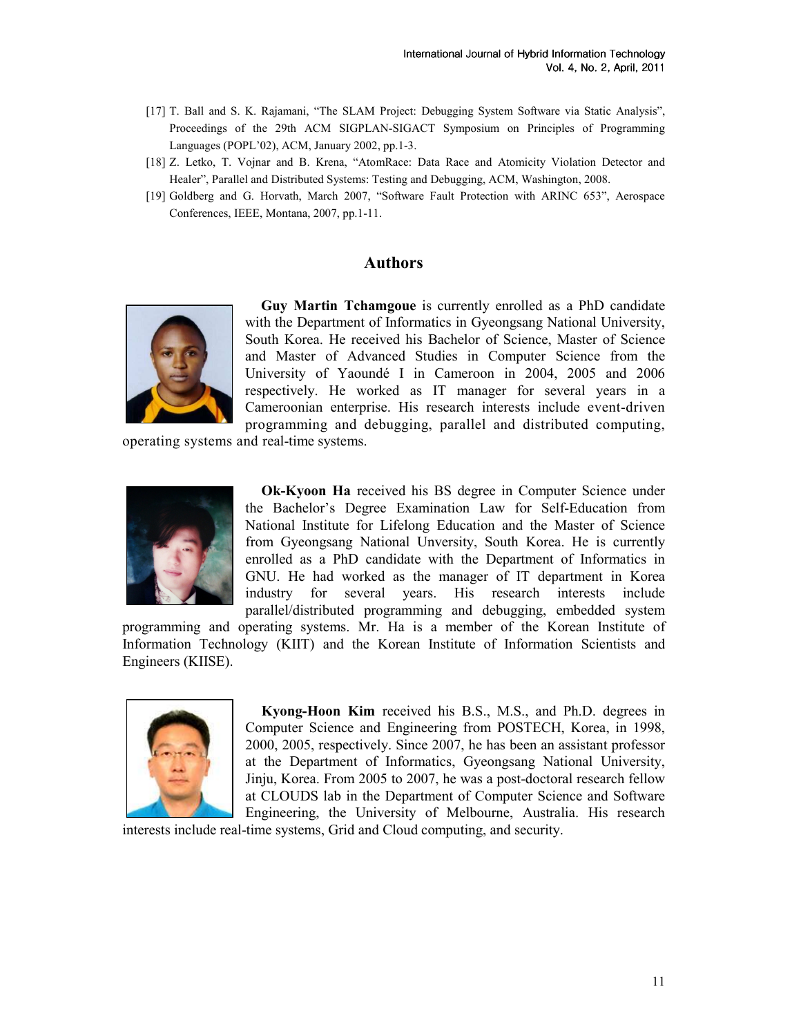[17] T. Ball and S. K. Rajamani, "The SLAM Project: Debugging System Software via Static Analysis", Proceedings of the 29th ACM SIGPLAN-SIGACT Symposium on Principles of Programming Languages (POPL'02), ACM, January 2002, pp.1-3.

[18] Z. Letko, T. Vojnar and B. Krena, "AtomRace: Data Race and Atomicity Violation Detector and Healer", Parallel and Distributed Systems: Testing and Debugging, ACM, Washington, 2008.

[19] Goldberg and G. Horvath, March 2007, "Software Fault Protection with ARINC 653", Aerospace Conferences, IEEE, Montana, 2007, pp.1-11.

## Authors

**Guy Martin Tchamgoue** is currently enrolled as a PhD candidate with the Department of Informatics in Gyeongsang National University, South Korea. He received his Bachelor of Science, Master of Science and Master of Advanced Studies in Computer Science from the University of Yaoundé I in Cameroon in 2004, 2005 and 2006 respectively. He worked as IT manager for several years in a Cameroonian enterprise. His research interests include event-driven programming and debugging, parallel and distributed computing, operating systems and real-time systems.

**Ok-Kyoon Ha** received his BS degree in Computer Science under the Bachelor's Degree Examination Law for Self-Education from National Institute for Lifelong Education and the Master of Science from Gyeongsang National Unversity, South Korea. He is currently enrolled as a PhD candidate with the Department of Informatics in GNU. He had worked as the manager of IT department in Korea industry for several years. His research interests include parallel/distributed programming and debugging, embedded system programming and operating systems. Mr. Ha is a member of the Korean Institute of Information Technology (KIIT) and the Korean Institute of Information Scientists and Engineers (KIISE).

**Kyong-Hoon Kim** received his B.S., M.S., and Ph.D. degrees in Computer Science and Engineering from POSTECH, Korea, in 1998, 2000, 2005, respectively. Since 2007, he has been an assistant professor at the Department of Informatics, Gyeongsang National University, Jinju, Korea. From 2005 to 2007, he was a post-doctoral research fellow at CLOUDS lab in the Department of Computer Science and Software Engineering, the University of Melbourne, Australia. His research interests include real-time systems, Grid and Cloud computing, and security.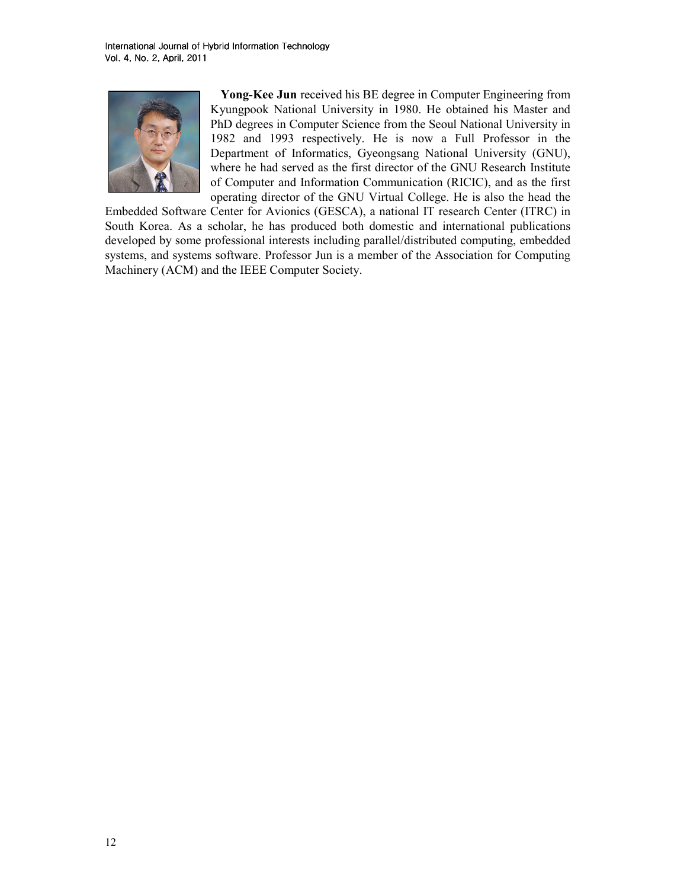**Yong-Kee Jun** received his BE degree in Computer Engineering from Kyungpook National University in 1980. He obtained his Master and PhD degrees in Computer Science from the Seoul National University in 1982 and 1993 respectively. He is now a Full Professor in the Department of Informatics, Gyeongsang National University (GNU), where he had served as the first director of the GNU Research Institute of Computer and Information Communication (RICIC), and as the first operating director of the GNU Virtual College. He is also the head the Embedded Software Center for Avionics (GESCA), a national IT research Center (ITRC) in South Korea. As a scholar, he has produced both domestic and international publications developed by some professional interests including parallel/distributed computing, embedded systems, and systems software. Professor Jun is a member of the Association for Computing Machinery (ACM) and the IEEE Computer Society.